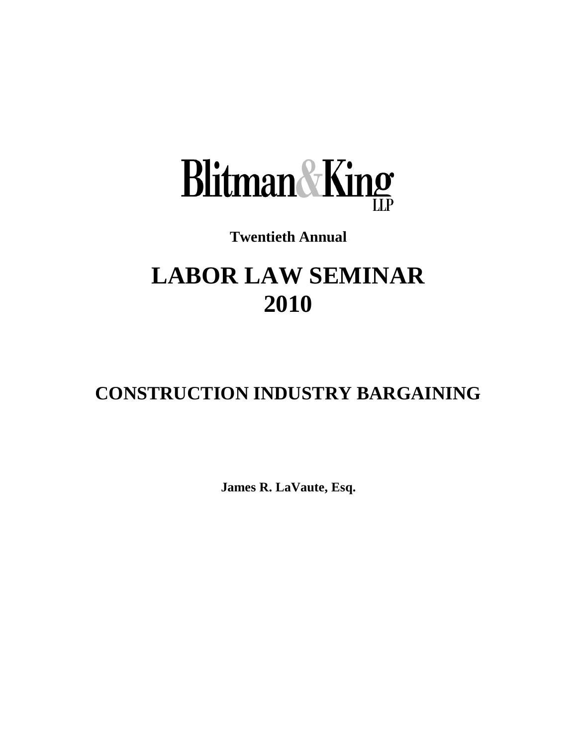# Blitman & King LLP

**Twentieth Annual**

# LABOR LAW SEMINAR 2010

## CONSTRUCTION INDUSTRY BARGAINING

**James R. LaVaute, Esq.**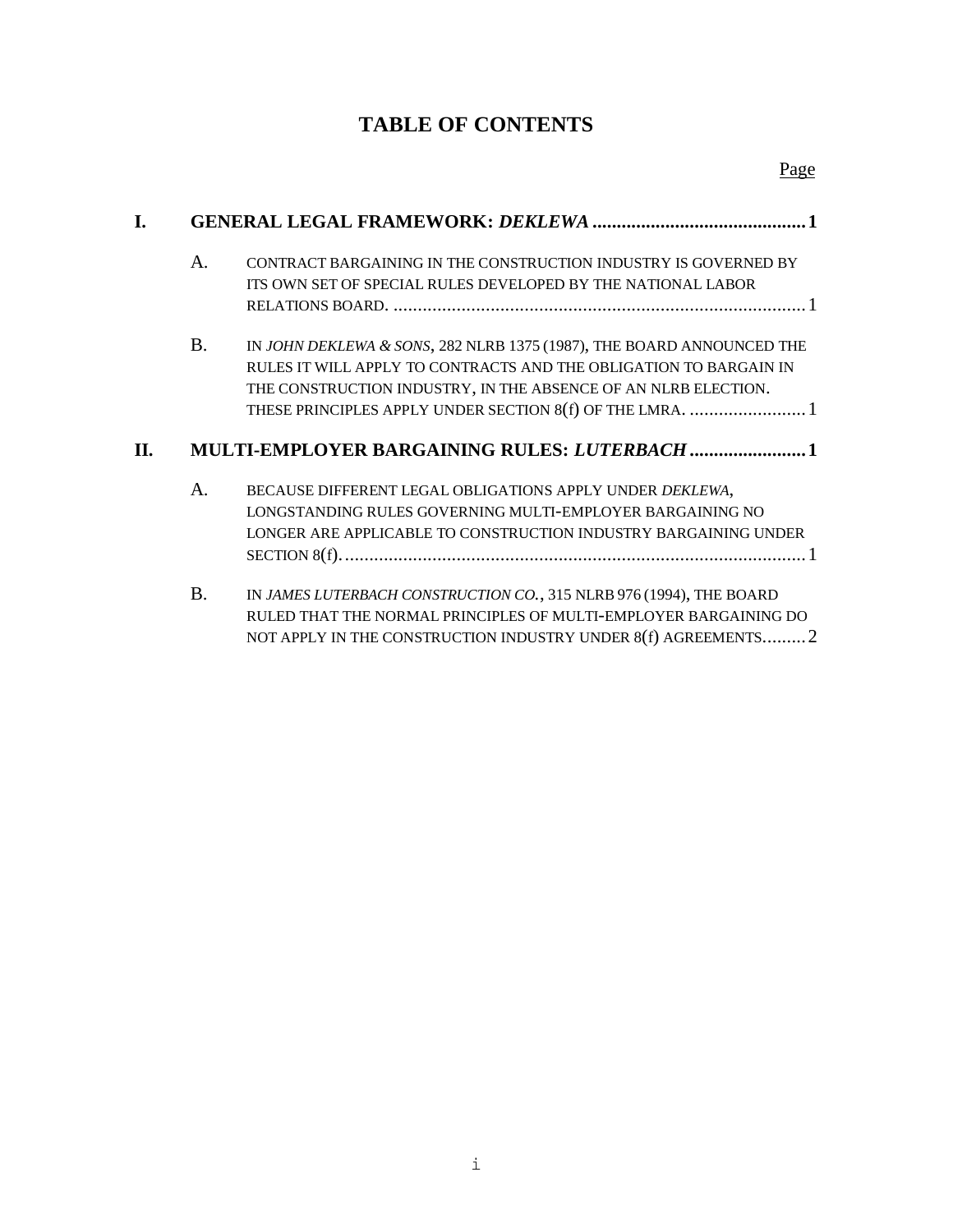# TABLE OF CONTENTS

Page

**I. GENERAL LEGAL FRAMEWORK: *DEKLEWA* .......... 1**

A. CONTRACT BARGAINING IN THE CONSTRUCTION INDUSTRY IS GOVERNED BY ITS OWN SET OF SPECIAL RULES DEVELOPED BY THE NATIONAL LABOR RELATIONS BOARD. .......... 1

B. IN *JOHN DEKLEWA & SONS*, 282 NLRB 1375 (1987), THE BOARD ANNOUNCED THE RULES IT WILL APPLY TO CONTRACTS AND THE OBLIGATION TO BARGAIN IN THE CONSTRUCTION INDUSTRY, IN THE ABSENCE OF AN NLRB ELECTION. THESE PRINCIPLES APPLY UNDER SECTION 8(f) OF THE LMRA. .......... 1

**II. MULTI-EMPLOYER BARGAINING RULES: *LUTERBACH* .......... 1**

A. BECAUSE DIFFERENT LEGAL OBLIGATIONS APPLY UNDER *DEKLEWA*, LONGSTANDING RULES GOVERNING MULTI-EMPLOYER BARGAINING NO LONGER ARE APPLICABLE TO CONSTRUCTION INDUSTRY BARGAINING UNDER SECTION 8(f). .......... 1

B. IN *JAMES LUTERBACH CONSTRUCTION CO.*, 315 NLRB 976 (1994), THE BOARD RULED THAT THE NORMAL PRINCIPLES OF MULTI-EMPLOYER BARGAINING DO NOT APPLY IN THE CONSTRUCTION INDUSTRY UNDER 8(f) AGREEMENTS.......... 2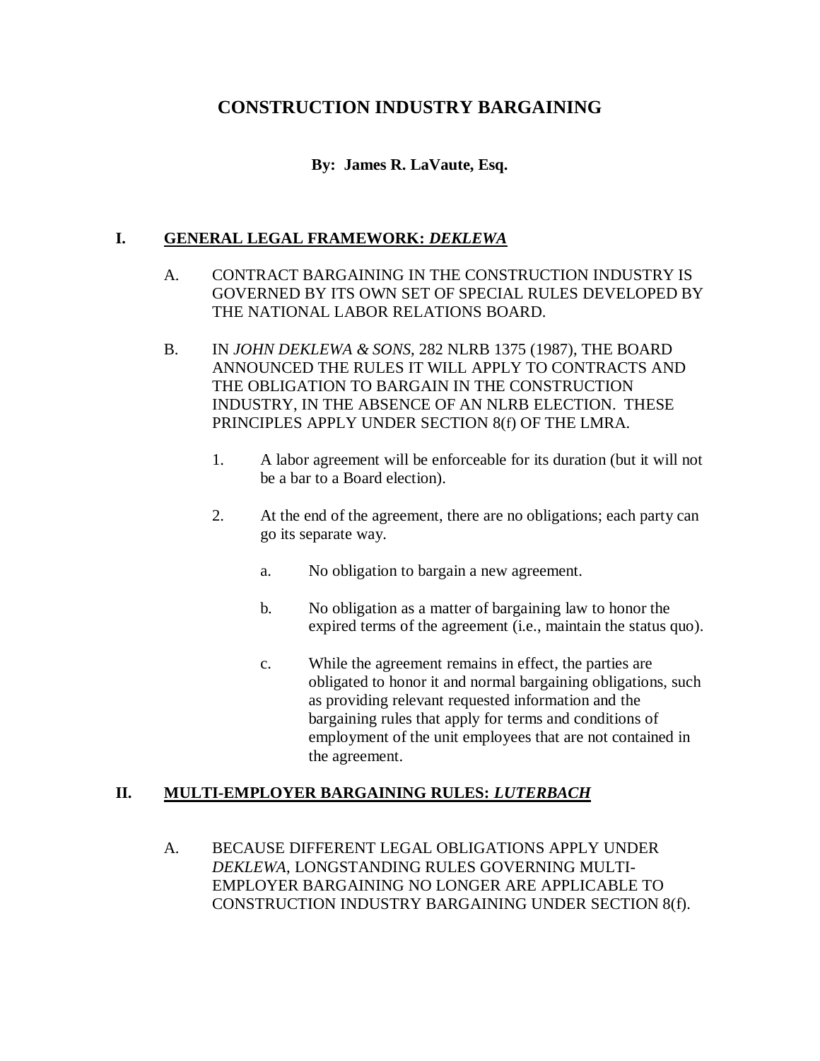# CONSTRUCTION INDUSTRY BARGAINING

**By: James R. LaVaute, Esq.**

## I. GENERAL LEGAL FRAMEWORK: *DEKLEWA*

A. CONTRACT BARGAINING IN THE CONSTRUCTION INDUSTRY IS GOVERNED BY ITS OWN SET OF SPECIAL RULES DEVELOPED BY THE NATIONAL LABOR RELATIONS BOARD.

B. IN *JOHN DEKLEWA & SONS*, 282 NLRB 1375 (1987), THE BOARD ANNOUNCED THE RULES IT WILL APPLY TO CONTRACTS AND THE OBLIGATION TO BARGAIN IN THE CONSTRUCTION INDUSTRY, IN THE ABSENCE OF AN NLRB ELECTION. THESE PRINCIPLES APPLY UNDER SECTION 8(f) OF THE LMRA.

1. A labor agreement will be enforceable for its duration (but it will not be a bar to a Board election).

2. At the end of the agreement, there are no obligations; each party can go its separate way.

   a. No obligation to bargain a new agreement.

   b. No obligation as a matter of bargaining law to honor the expired terms of the agreement (i.e., maintain the status quo).

   c. While the agreement remains in effect, the parties are obligated to honor it and normal bargaining obligations, such as providing relevant requested information and the bargaining rules that apply for terms and conditions of employment of the unit employees that are not contained in the agreement.

## II. MULTI-EMPLOYER BARGAINING RULES: *LUTERBACH*

A. BECAUSE DIFFERENT LEGAL OBLIGATIONS APPLY UNDER *DEKLEWA*, LONGSTANDING RULES GOVERNING MULTI-EMPLOYER BARGAINING NO LONGER ARE APPLICABLE TO CONSTRUCTION INDUSTRY BARGAINING UNDER SECTION 8(f).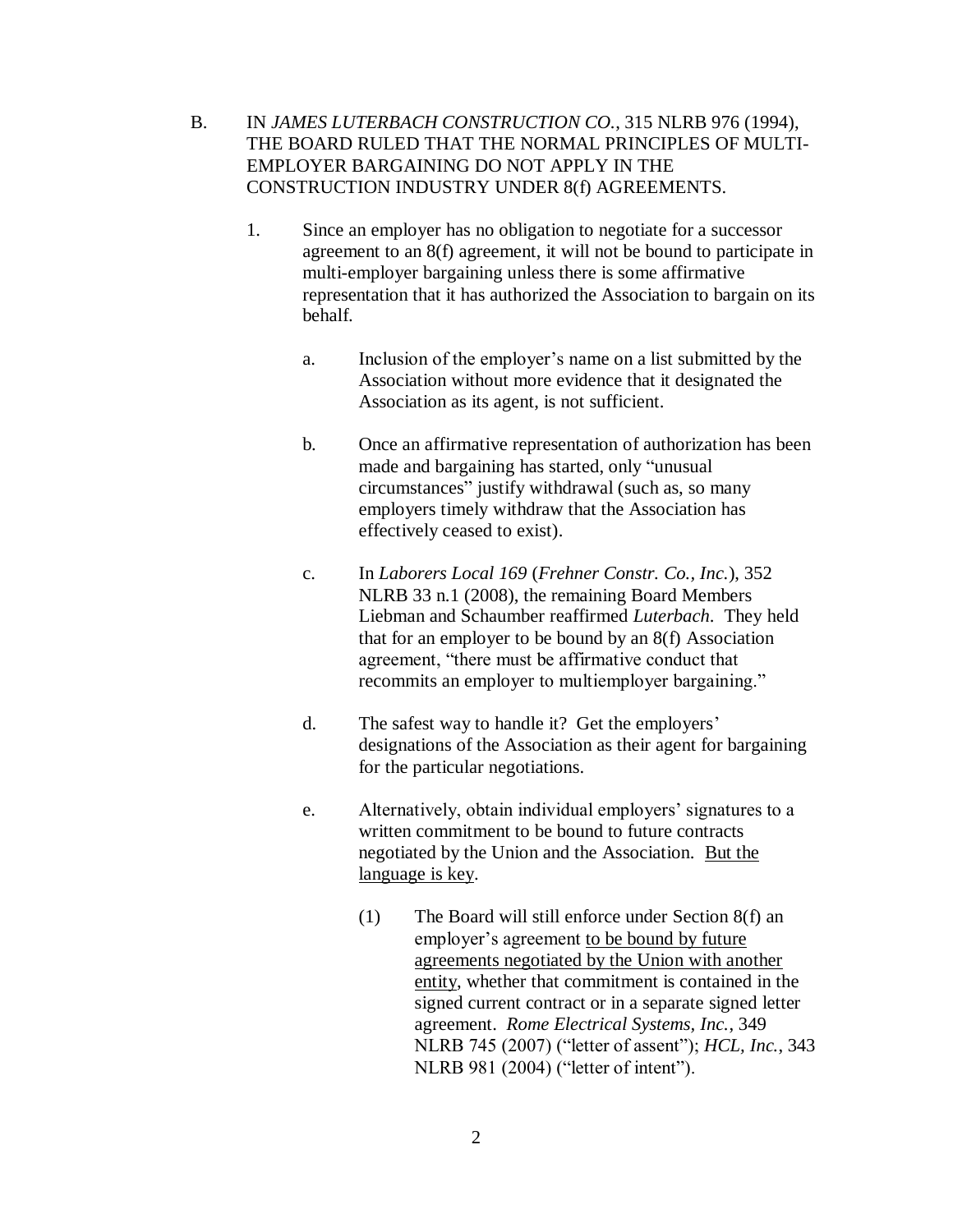B. IN *JAMES LUTERBACH CONSTRUCTION CO.*, 315 NLRB 976 (1994), THE BOARD RULED THAT THE NORMAL PRINCIPLES OF MULTI-EMPLOYER BARGAINING DO NOT APPLY IN THE CONSTRUCTION INDUSTRY UNDER 8(f) AGREEMENTS.

1. Since an employer has no obligation to negotiate for a successor agreement to an 8(f) agreement, it will not be bound to participate in multi-employer bargaining unless there is some affirmative representation that it has authorized the Association to bargain on its behalf.

    a. Inclusion of the employer's name on a list submitted by the Association without more evidence that it designated the Association as its agent, is not sufficient.

    b. Once an affirmative representation of authorization has been made and bargaining has started, only "unusual circumstances" justify withdrawal (such as, so many employers timely withdraw that the Association has effectively ceased to exist).

    c. In *Laborers Local 169* (*Frehner Constr. Co., Inc.*), 352 NLRB 33 n.1 (2008), the remaining Board Members Liebman and Schaumber reaffirmed *Luterbach*. They held that for an employer to be bound by an 8(f) Association agreement, "there must be affirmative conduct that recommits an employer to multiemployer bargaining."

    d. The safest way to handle it? Get the employers' designations of the Association as their agent for bargaining for the particular negotiations.

    e. Alternatively, obtain individual employers' signatures to a written commitment to be bound to future contracts negotiated by the Union and the Association. <u>But the language is key</u>.

        (1) The Board will still enforce under Section 8(f) an employer's agreement <u>to be bound by future agreements negotiated by the Union with another entity</u>, whether that commitment is contained in the signed current contract or in a separate signed letter agreement. *Rome Electrical Systems, Inc.*, 349 NLRB 745 (2007) ("letter of assent"); *HCL, Inc.*, 343 NLRB 981 (2004) ("letter of intent").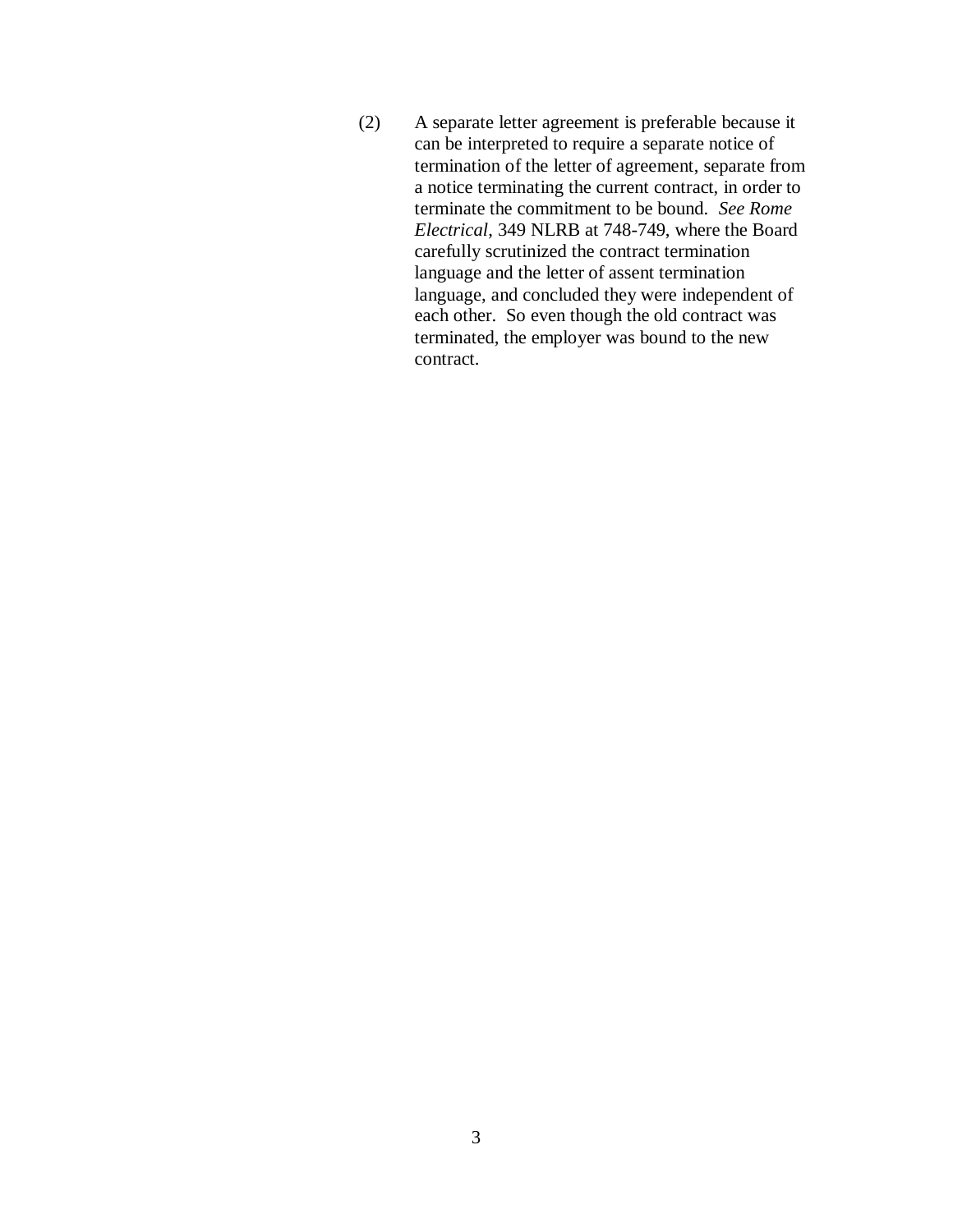(2) A separate letter agreement is preferable because it can be interpreted to require a separate notice of termination of the letter of agreement, separate from a notice terminating the current contract, in order to terminate the commitment to be bound. *See Rome Electrical*, 349 NLRB at 748-749, where the Board carefully scrutinized the contract termination language and the letter of assent termination language, and concluded they were independent of each other. So even though the old contract was terminated, the employer was bound to the new contract.